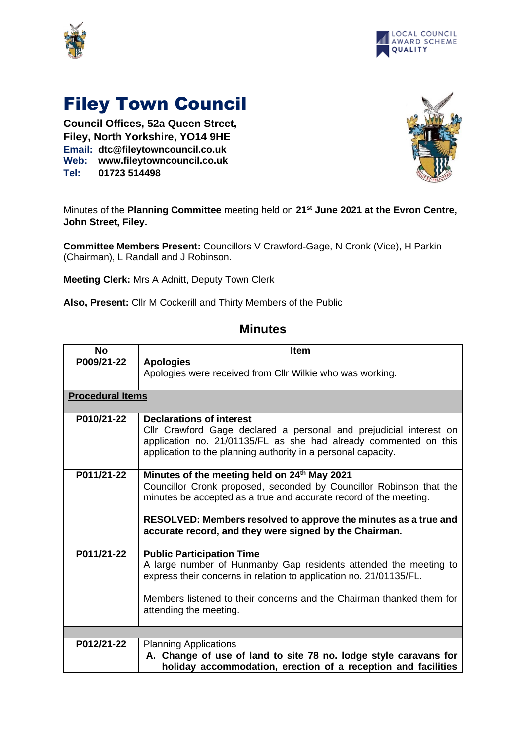# Filey Town Council

**Council Offices, 52a Queen Street,**
**Filey, North Yorkshire, YO14 9HE**
**Email: dtc@fileytowncouncil.co.uk**
**Web: www.fileytowncouncil.co.uk**
**Tel: 01723 514498**

Minutes of the **Planning Committee** meeting held on **21st June 2021 at the Evron Centre, John Street, Filey.**

**Committee Members Present:** Councillors V Crawford-Gage, N Cronk (Vice), H Parkin (Chairman), L Randall and J Robinson.

**Meeting Clerk:** Mrs A Adnitt, Deputy Town Clerk

**Also, Present:** Cllr M Cockerill and Thirty Members of the Public

## Minutes

| No | Item |
|---|---|
| P009/21-22 | **Apologies**<br>Apologies were received from Cllr Wilkie who was working. |
| **Procedural Items** | |
| P010/21-22 | **Declarations of interest**<br>Cllr Crawford Gage declared a personal and prejudicial interest on application no. 21/01135/FL as she had already commented on this application to the planning authority in a personal capacity. |
| P011/21-22 | **Minutes of the meeting held on 24th May 2021**<br>Councillor Cronk proposed, seconded by Councillor Robinson that the minutes be accepted as a true and accurate record of the meeting.<br><br>**RESOLVED: Members resolved to approve the minutes as a true and accurate record, and they were signed by the Chairman.** |
| P011/21-22 | **Public Participation Time**<br>A large number of Hunmanby Gap residents attended the meeting to express their concerns in relation to application no. 21/01135/FL.<br><br>Members listened to their concerns and the Chairman thanked them for attending the meeting. |
| | |
| P012/21-22 | Planning Applications<br>**A. Change of use of land to site 78 no. lodge style caravans for holiday accommodation, erection of a reception and facilities** |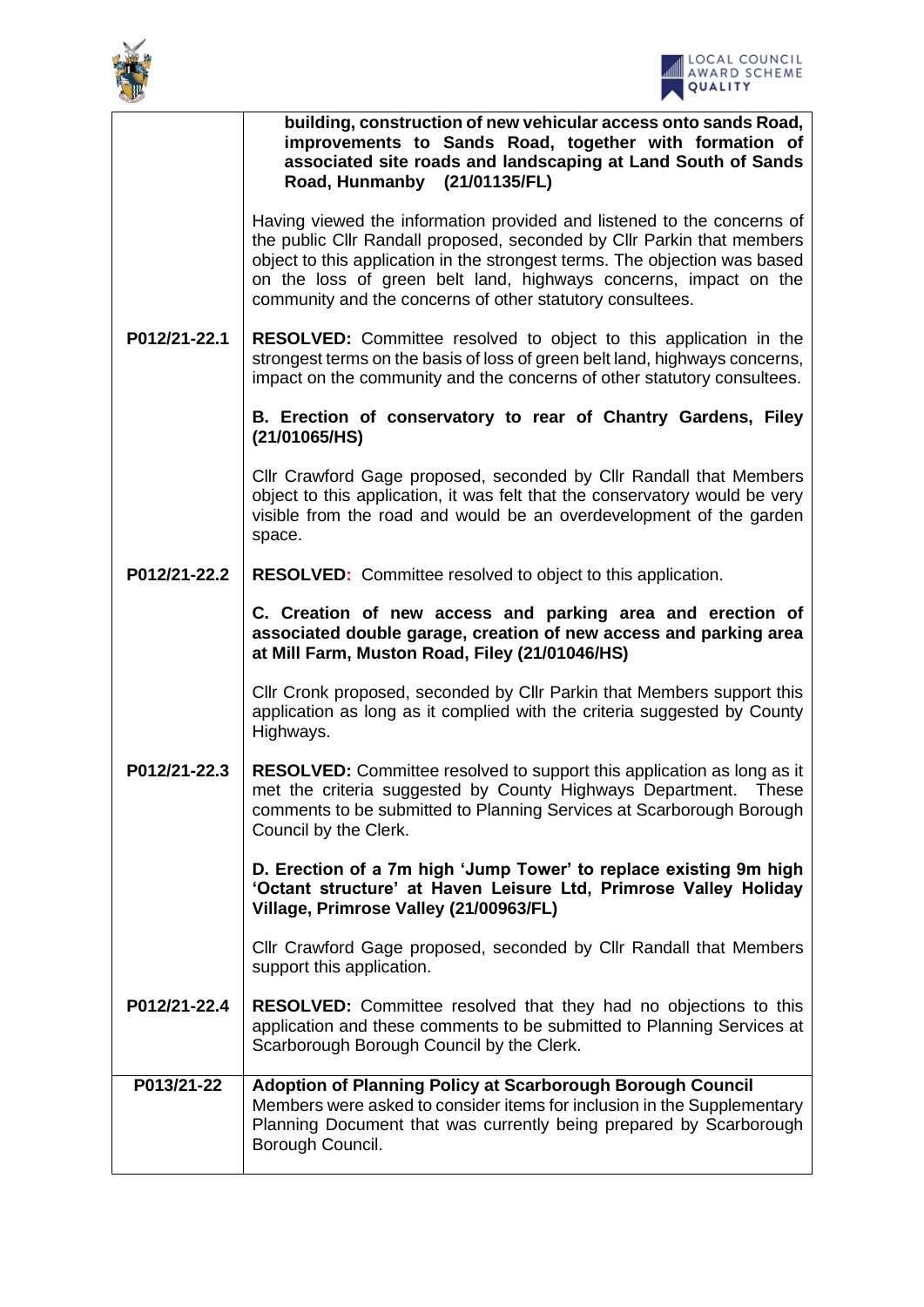| | |
|---|---|
| | **building, construction of new vehicular access onto sands Road, improvements to Sands Road, together with formation of associated site roads and landscaping at Land South of Sands Road, Hunmanby (21/01135/FL)** |
| | Having viewed the information provided and listened to the concerns of the public Cllr Randall proposed, seconded by Cllr Parkin that members object to this application in the strongest terms. The objection was based on the loss of green belt land, highways concerns, impact on the community and the concerns of other statutory consultees. |
| **P012/21-22.1** | **RESOLVED:** Committee resolved to object to this application in the strongest terms on the basis of loss of green belt land, highways concerns, impact on the community and the concerns of other statutory consultees. |
| | **B. Erection of conservatory to rear of Chantry Gardens, Filey (21/01065/HS)** |
| | Cllr Crawford Gage proposed, seconded by Cllr Randall that Members object to this application, it was felt that the conservatory would be very visible from the road and would be an overdevelopment of the garden space. |
| **P012/21-22.2** | **RESOLVED:** Committee resolved to object to this application. |
| | **C. Creation of new access and parking area and erection of associated double garage, creation of new access and parking area at Mill Farm, Muston Road, Filey (21/01046/HS)** |
| | Cllr Cronk proposed, seconded by Cllr Parkin that Members support this application as long as it complied with the criteria suggested by County Highways. |
| **P012/21-22.3** | **RESOLVED:** Committee resolved to support this application as long as it met the criteria suggested by County Highways Department. These comments to be submitted to Planning Services at Scarborough Borough Council by the Clerk. |
| | **D. Erection of a 7m high 'Jump Tower' to replace existing 9m high 'Octant structure' at Haven Leisure Ltd, Primrose Valley Holiday Village, Primrose Valley (21/00963/FL)** |
| | Cllr Crawford Gage proposed, seconded by Cllr Randall that Members support this application. |
| **P012/21-22.4** | **RESOLVED:** Committee resolved that they had no objections to this application and these comments to be submitted to Planning Services at Scarborough Borough Council by the Clerk. |
| **P013/21-22** | **Adoption of Planning Policy at Scarborough Borough Council** Members were asked to consider items for inclusion in the Supplementary Planning Document that was currently being prepared by Scarborough Borough Council. |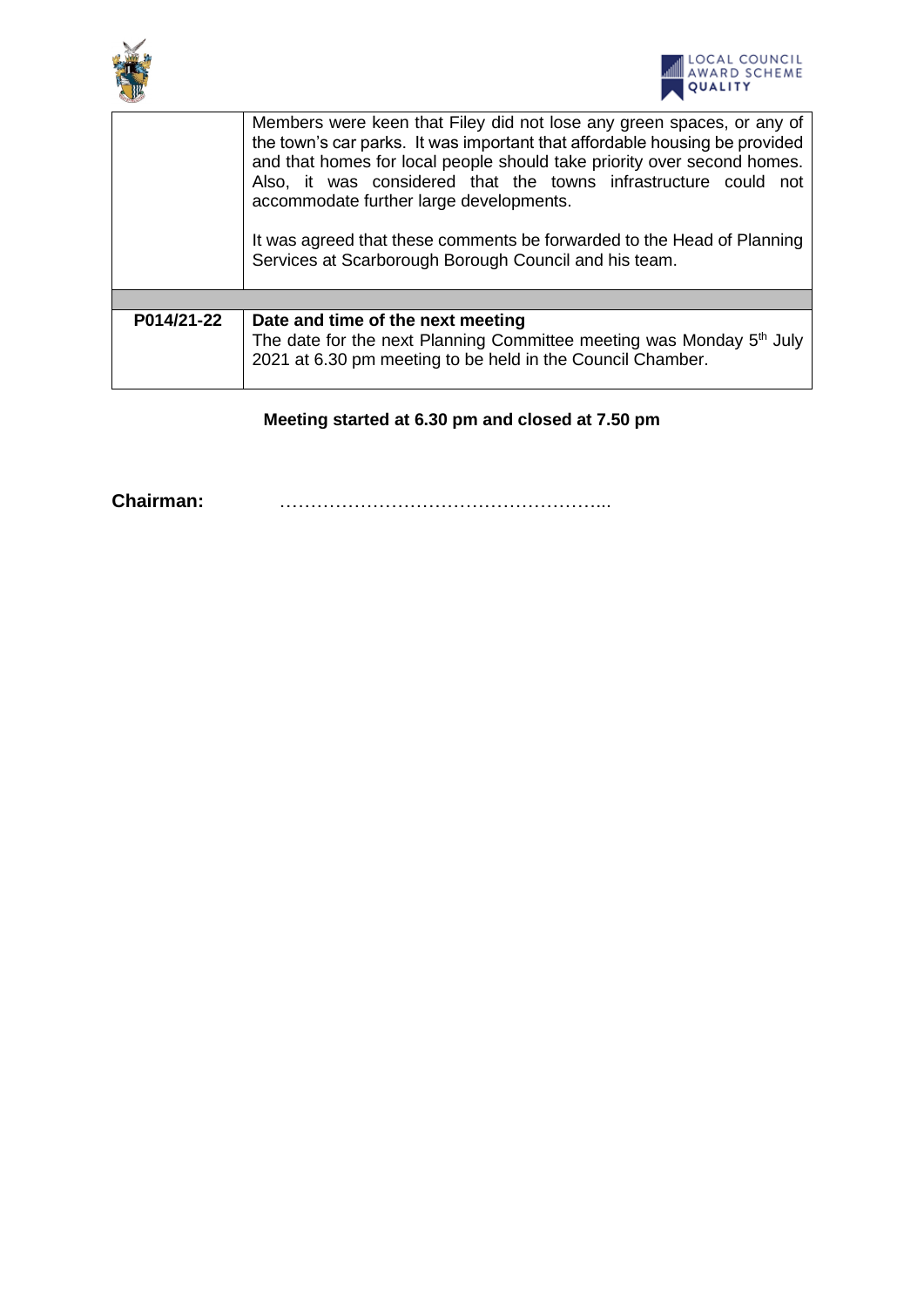| | |
|---|---|
| | Members were keen that Filey did not lose any green spaces, or any of the town's car parks. It was important that affordable housing be provided and that homes for local people should take priority over second homes. Also, it was considered that the towns infrastructure could not accommodate further large developments.<br><br>It was agreed that these comments be forwarded to the Head of Planning Services at Scarborough Borough Council and his team. |
| | |
| **P014/21-22** | **Date and time of the next meeting**<br>The date for the next Planning Committee meeting was Monday 5th July 2021 at 6.30 pm meeting to be held in the Council Chamber. |

**Meeting started at 6.30 pm and closed at 7.50 pm**

**Chairman:** ……………………………………………...